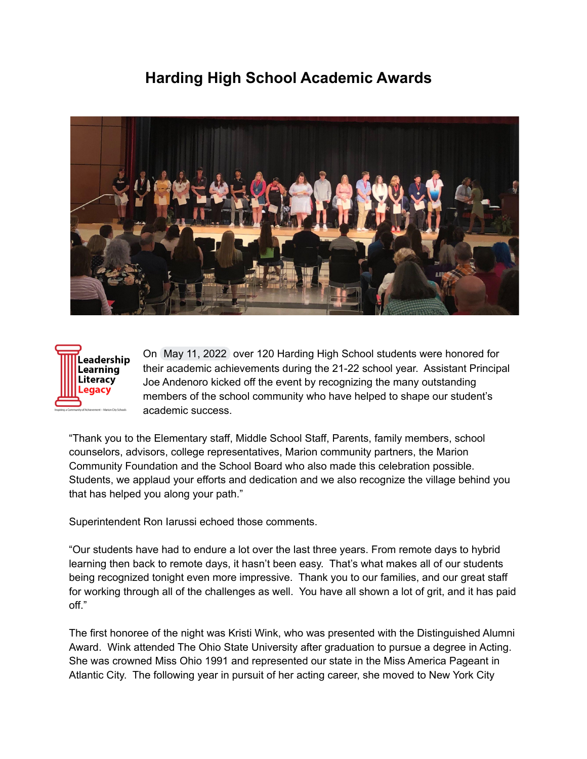# Harding High School Academic Awards

On May 11, 2022 over 120 Harding High School students were honored for their academic achievements during the 21-22 school year. Assistant Principal Joe Andenoro kicked off the event by recognizing the many outstanding members of the school community who have helped to shape our student's academic success.

"Thank you to the Elementary staff, Middle School Staff, Parents, family members, school counselors, advisors, college representatives, Marion community partners, the Marion Community Foundation and the School Board who also made this celebration possible. Students, we applaud your efforts and dedication and we also recognize the village behind you that has helped you along your path."

Superintendent Ron Iarussi echoed those comments.

"Our students have had to endure a lot over the last three years. From remote days to hybrid learning then back to remote days, it hasn't been easy. That's what makes all of our students being recognized tonight even more impressive. Thank you to our families, and our great staff for working through all of the challenges as well. You have all shown a lot of grit, and it has paid off."

The first honoree of the night was Kristi Wink, who was presented with the Distinguished Alumni Award. Wink attended The Ohio State University after graduation to pursue a degree in Acting. She was crowned Miss Ohio 1991 and represented our state in the Miss America Pageant in Atlantic City. The following year in pursuit of her acting career, she moved to New York City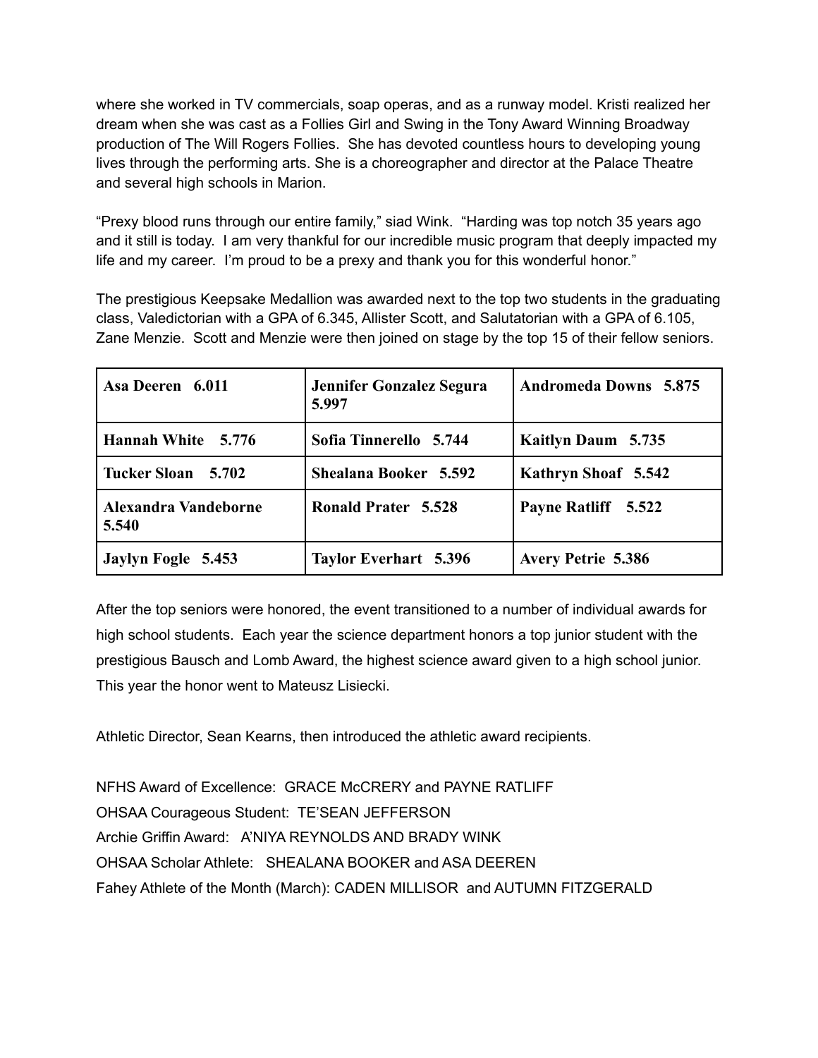where she worked in TV commercials, soap operas, and as a runway model. Kristi realized her dream when she was cast as a Follies Girl and Swing in the Tony Award Winning Broadway production of The Will Rogers Follies. She has devoted countless hours to developing young lives through the performing arts. She is a choreographer and director at the Palace Theatre and several high schools in Marion.

"Prexy blood runs through our entire family," siad Wink. "Harding was top notch 35 years ago and it still is today. I am very thankful for our incredible music program that deeply impacted my life and my career. I'm proud to be a prexy and thank you for this wonderful honor."

The prestigious Keepsake Medallion was awarded next to the top two students in the graduating class, Valedictorian with a GPA of 6.345, Allister Scott, and Salutatorian with a GPA of 6.105, Zane Menzie. Scott and Menzie were then joined on stage by the top 15 of their fellow seniors.

| | | |
|---|---|---|
| **Asa Deeren 6.011** | **Jennifer Gonzalez Segura 5.997** | **Andromeda Downs 5.875** |
| **Hannah White 5.776** | **Sofia Tinnerello 5.744** | **Kaitlyn Daum 5.735** |
| **Tucker Sloan 5.702** | **Shealana Booker 5.592** | **Kathryn Shoaf 5.542** |
| **Alexandra Vandeborne 5.540** | **Ronald Prater 5.528** | **Payne Ratliff 5.522** |
| **Jaylyn Fogle 5.453** | **Taylor Everhart 5.396** | **Avery Petrie 5.386** |

After the top seniors were honored, the event transitioned to a number of individual awards for high school students. Each year the science department honors a top junior student with the prestigious Bausch and Lomb Award, the highest science award given to a high school junior. This year the honor went to Mateusz Lisiecki.

Athletic Director, Sean Kearns, then introduced the athletic award recipients.

NFHS Award of Excellence: GRACE McCRERY and PAYNE RATLIFF
OHSAA Courageous Student: TE'SEAN JEFFERSON
Archie Griffin Award: A'NIYA REYNOLDS AND BRADY WINK
OHSAA Scholar Athlete: SHEALANA BOOKER and ASA DEEREN
Fahey Athlete of the Month (March): CADEN MILLISOR and AUTUMN FITZGERALD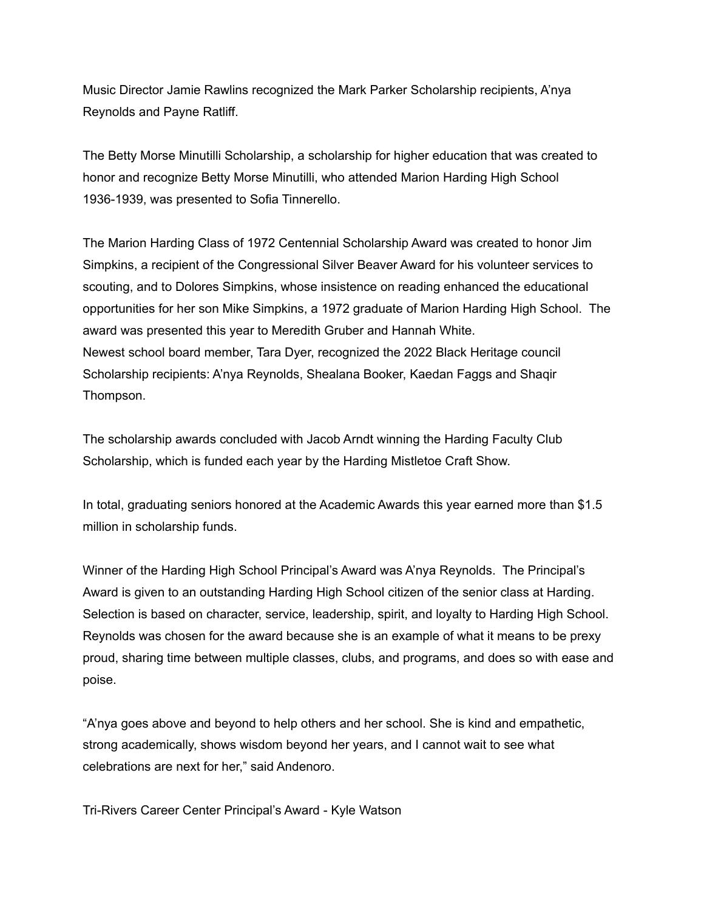Music Director Jamie Rawlins recognized the Mark Parker Scholarship recipients, A'nya Reynolds and Payne Ratliff.

The Betty Morse Minutilli Scholarship, a scholarship for higher education that was created to honor and recognize Betty Morse Minutilli, who attended Marion Harding High School 1936-1939, was presented to Sofia Tinnerello.

The Marion Harding Class of 1972 Centennial Scholarship Award was created to honor Jim Simpkins, a recipient of the Congressional Silver Beaver Award for his volunteer services to scouting, and to Dolores Simpkins, whose insistence on reading enhanced the educational opportunities for her son Mike Simpkins, a 1972 graduate of Marion Harding High School. The award was presented this year to Meredith Gruber and Hannah White.
Newest school board member, Tara Dyer, recognized the 2022 Black Heritage council Scholarship recipients: A'nya Reynolds, Shealana Booker, Kaedan Faggs and Shaqir Thompson.

The scholarship awards concluded with Jacob Arndt winning the Harding Faculty Club Scholarship, which is funded each year by the Harding Mistletoe Craft Show.

In total, graduating seniors honored at the Academic Awards this year earned more than $1.5 million in scholarship funds.

Winner of the Harding High School Principal's Award was A'nya Reynolds. The Principal's Award is given to an outstanding Harding High School citizen of the senior class at Harding. Selection is based on character, service, leadership, spirit, and loyalty to Harding High School. Reynolds was chosen for the award because she is an example of what it means to be prexy proud, sharing time between multiple classes, clubs, and programs, and does so with ease and poise.

"A'nya goes above and beyond to help others and her school. She is kind and empathetic, strong academically, shows wisdom beyond her years, and I cannot wait to see what celebrations are next for her," said Andenoro.

Tri-Rivers Career Center Principal's Award - Kyle Watson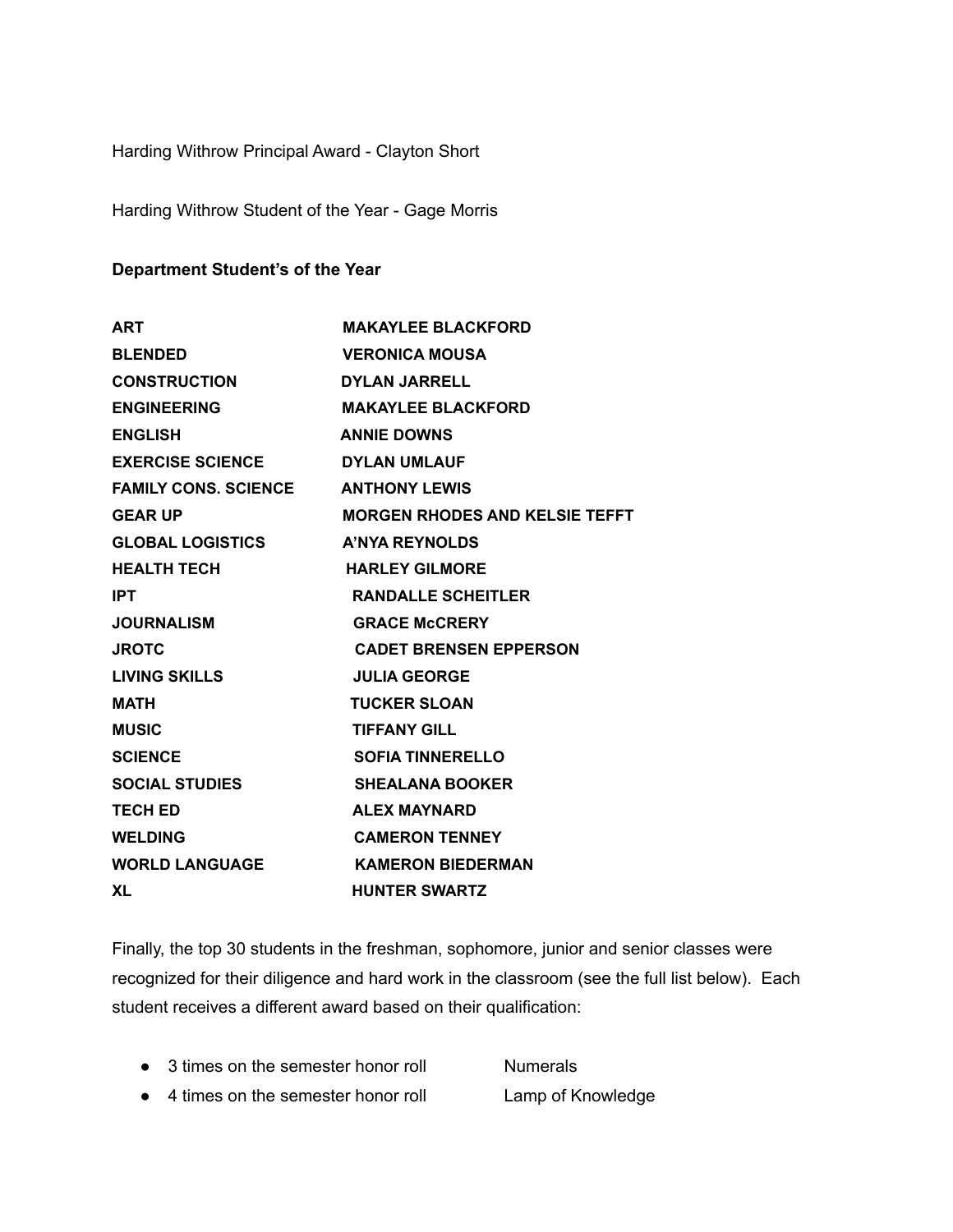Harding Withrow Principal Award - Clayton Short

Harding Withrow Student of the Year - Gage Morris

**Department Student's of the Year**

| | |
|---|---|
| **ART** | **MAKAYLEE BLACKFORD** |
| **BLENDED** | **VERONICA MOUSA** |
| **CONSTRUCTION** | **DYLAN JARRELL** |
| **ENGINEERING** | **MAKAYLEE BLACKFORD** |
| **ENGLISH** | **ANNIE DOWNS** |
| **EXERCISE SCIENCE** | **DYLAN UMLAUF** |
| **FAMILY CONS. SCIENCE** | **ANTHONY LEWIS** |
| **GEAR UP** | **MORGEN RHODES AND KELSIE TEFFT** |
| **GLOBAL LOGISTICS** | **A'NYA REYNOLDS** |
| **HEALTH TECH** | **HARLEY GILMORE** |
| **IPT** | **RANDALLE SCHEITLER** |
| **JOURNALISM** | **GRACE McCRERY** |
| **JROTC** | **CADET BRENSEN EPPERSON** |
| **LIVING SKILLS** | **JULIA GEORGE** |
| **MATH** | **TUCKER SLOAN** |
| **MUSIC** | **TIFFANY GILL** |
| **SCIENCE** | **SOFIA TINNERELLO** |
| **SOCIAL STUDIES** | **SHEALANA BOOKER** |
| **TECH ED** | **ALEX MAYNARD** |
| **WELDING** | **CAMERON TENNEY** |
| **WORLD LANGUAGE** | **KAMERON BIEDERMAN** |
| **XL** | **HUNTER SWARTZ** |

Finally, the top 30 students in the freshman, sophomore, junior and senior classes were recognized for their diligence and hard work in the classroom (see the full list below). Each student receives a different award based on their qualification:

- 3 times on the semester honor roll — Numerals
- 4 times on the semester honor roll — Lamp of Knowledge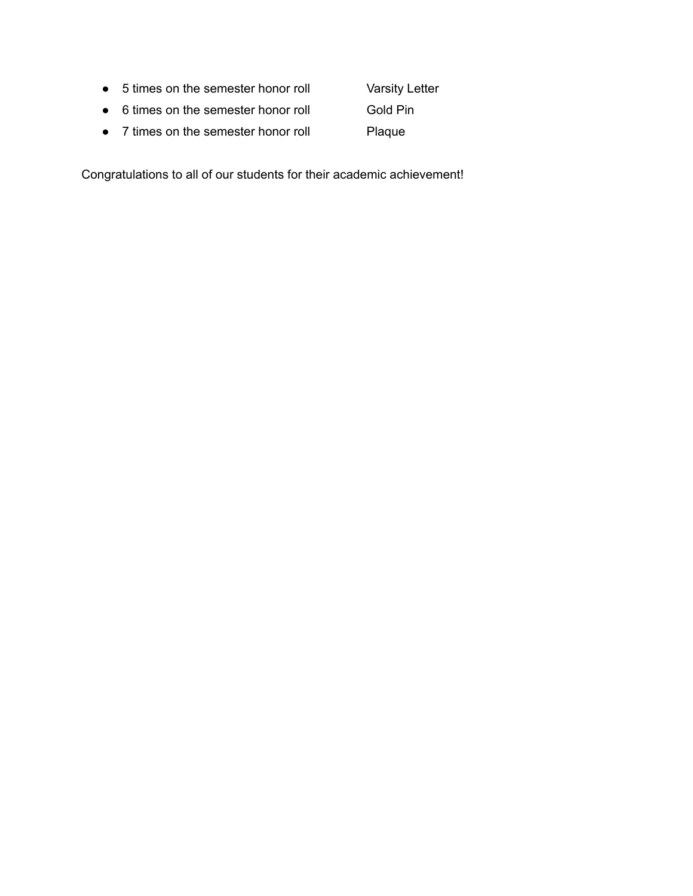- 5 times on the semester honor roll Varsity Letter
- 6 times on the semester honor roll Gold Pin
- 7 times on the semester honor roll Plaque

Congratulations to all of our students for their academic achievement!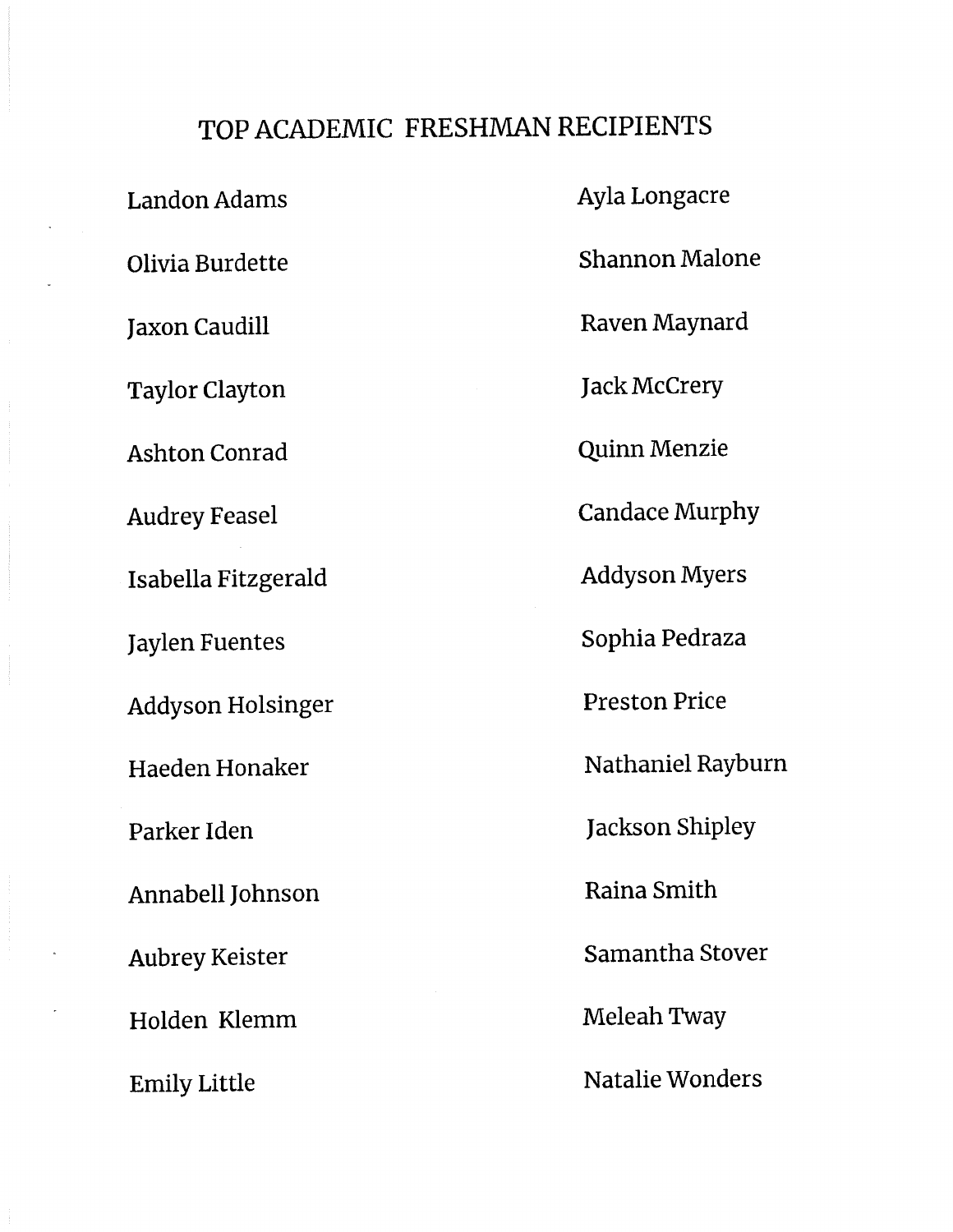# TOP ACADEMIC FRESHMAN RECIPIENTS

Landon Adams

Olivia Burdette

Jaxon Caudill

Taylor Clayton

Ashton Conrad

Audrey Feasel

Isabella Fitzgerald

Jaylen Fuentes

Addyson Holsinger

Haeden Honaker

Parker Iden

Annabell Johnson

Aubrey Keister

Holden Klemm

Emily Little

Ayla Longacre

Shannon Malone

Raven Maynard

Jack McCrery

Quinn Menzie

Candace Murphy

Addyson Myers

Sophia Pedraza

Preston Price

Nathaniel Rayburn

Jackson Shipley

Raina Smith

Samantha Stover

Meleah Tway

Natalie Wonders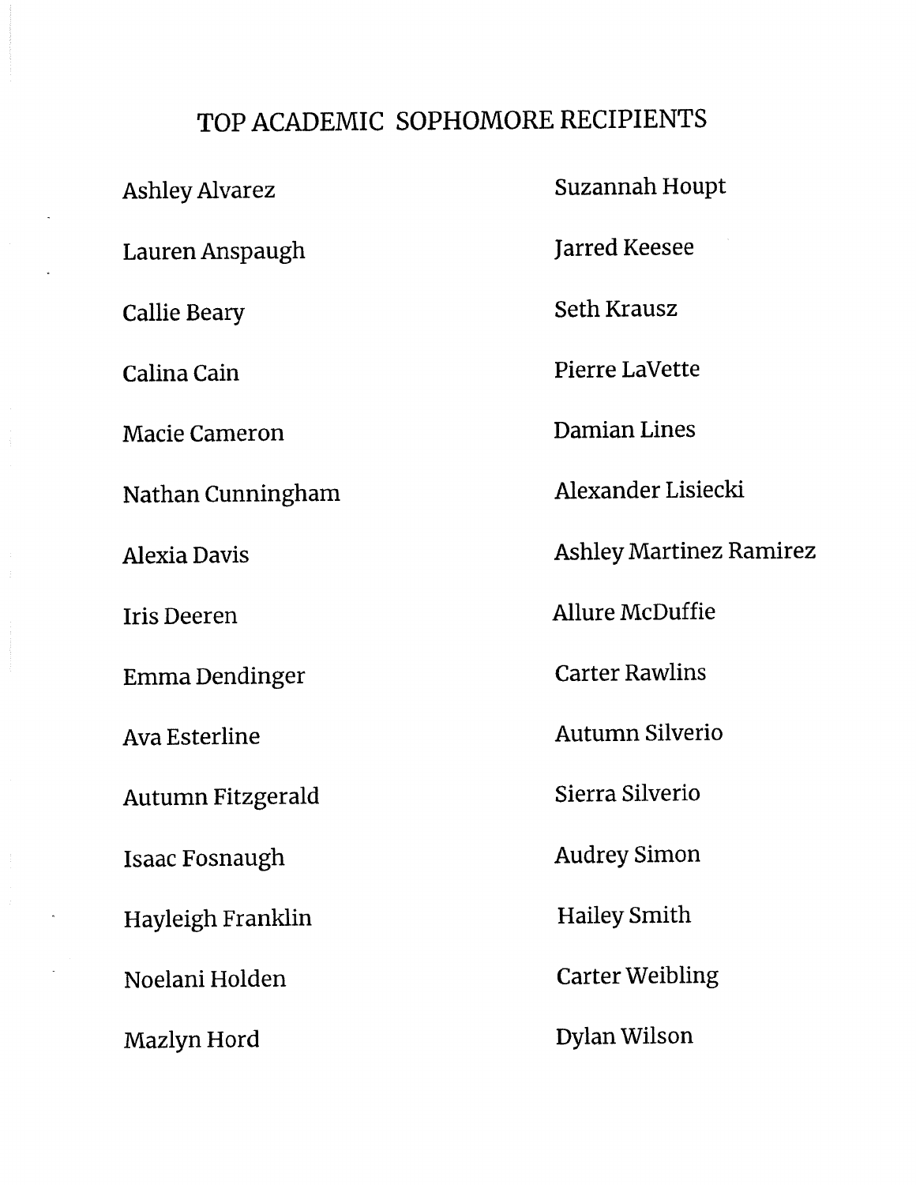# TOP ACADEMIC SOPHOMORE RECIPIENTS

Ashley Alvarez

Lauren Anspaugh

Callie Beary

Calina Cain

Macie Cameron

Nathan Cunningham

Alexia Davis

Iris Deeren

Emma Dendinger

Ava Esterline

Autumn Fitzgerald

Isaac Fosnaugh

Hayleigh Franklin

Noelani Holden

Mazlyn Hord

Suzannah Houpt

Jarred Keesee

Seth Krausz

Pierre LaVette

Damian Lines

Alexander Lisiecki

Ashley Martinez Ramirez

Allure McDuffie

Carter Rawlins

Autumn Silverio

Sierra Silverio

Audrey Simon

Hailey Smith

Carter Weibling

Dylan Wilson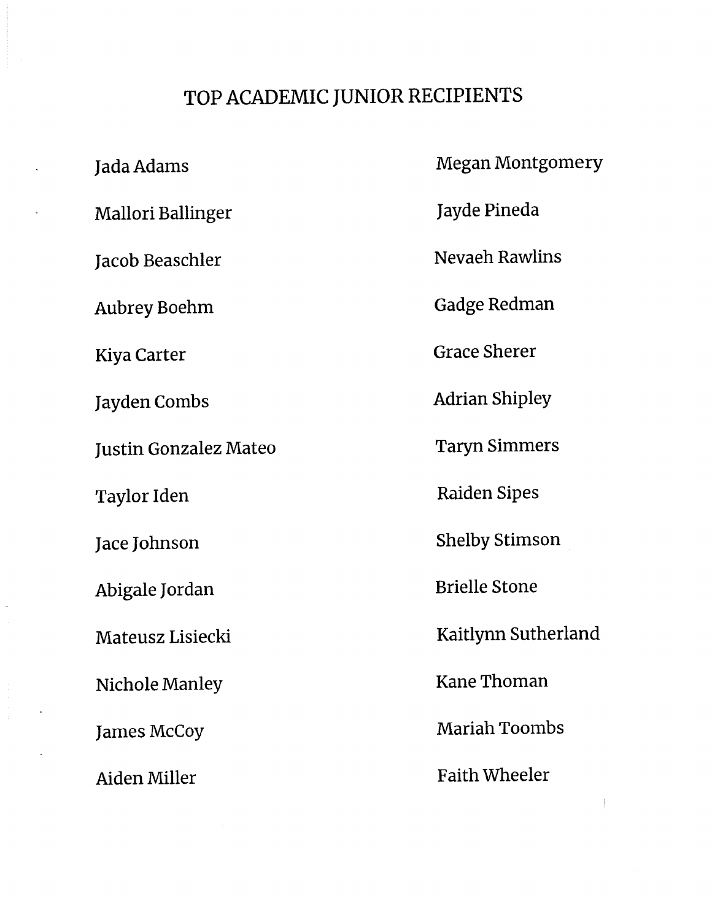# TOP ACADEMIC JUNIOR RECIPIENTS

Jada Adams

Mallori Ballinger

Jacob Beaschler

Aubrey Boehm

Kiya Carter

Jayden Combs

Justin Gonzalez Mateo

Taylor Iden

Jace Johnson

Abigale Jordan

Mateusz Lisiecki

Nichole Manley

James McCoy

Aiden Miller

Megan Montgomery

Jayde Pineda

Nevaeh Rawlins

Gadge Redman

Grace Sherer

Adrian Shipley

Taryn Simmers

Raiden Sipes

Shelby Stimson

Brielle Stone

Kaitlynn Sutherland

Kane Thoman

Mariah Toombs

Faith Wheeler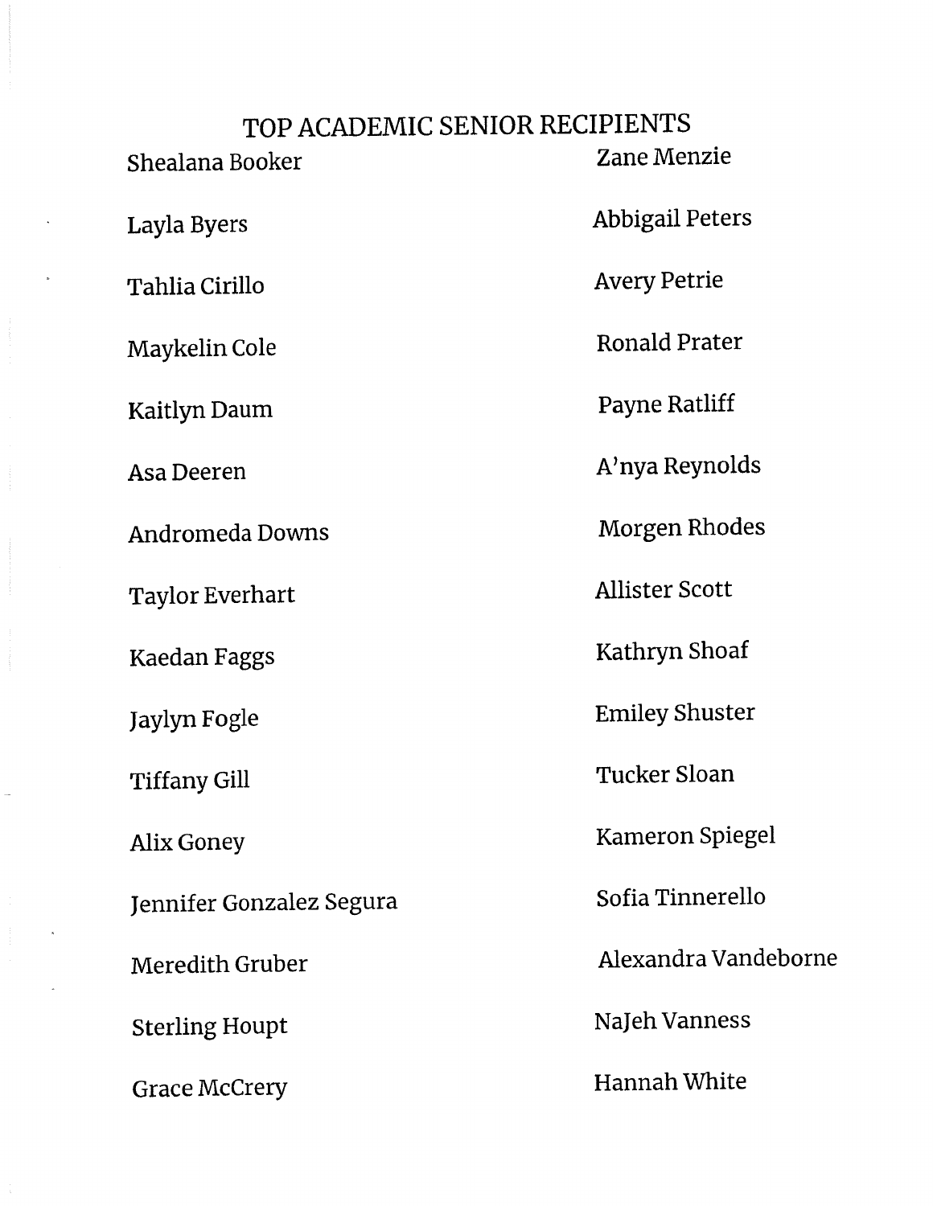# TOP ACADEMIC SENIOR RECIPIENTS

Shealana Booker

Layla Byers

Tahlia Cirillo

Maykelin Cole

Kaitlyn Daum

Asa Deeren

Andromeda Downs

Taylor Everhart

Kaedan Faggs

Jaylyn Fogle

Tiffany Gill

Alix Goney

Jennifer Gonzalez Segura

Meredith Gruber

Sterling Houpt

Grace McCrery

Zane Menzie

Abbigail Peters

Avery Petrie

Ronald Prater

Payne Ratliff

A'nya Reynolds

Morgen Rhodes

Allister Scott

Kathryn Shoaf

Emiley Shuster

Tucker Sloan

Kameron Spiegel

Sofia Tinnerello

Alexandra Vandeborne

NaJeh Vanness

Hannah White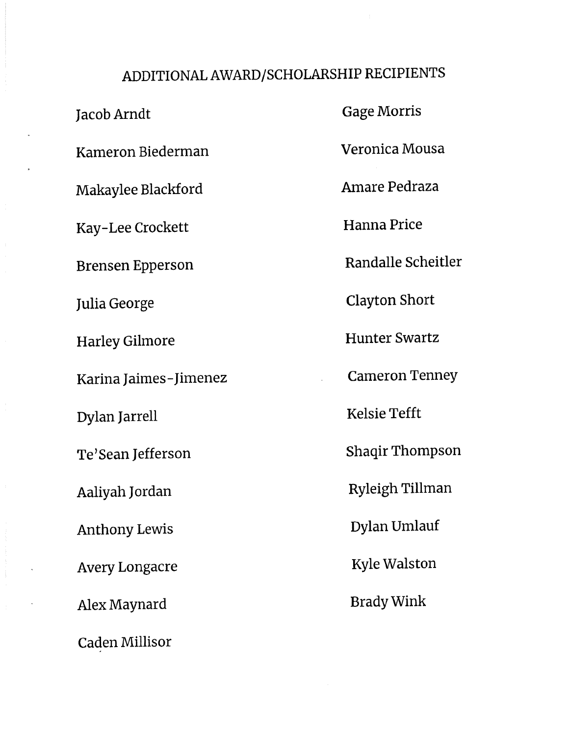## ADDITIONAL AWARD/SCHOLARSHIP RECIPIENTS

Jacob Arndt

Kameron Biederman

Makaylee Blackford

Kay-Lee Crockett

Brensen Epperson

Julia George

Harley Gilmore

Karina Jaimes-Jimenez

Dylan Jarrell

Te'Sean Jefferson

Aaliyah Jordan

Anthony Lewis

Avery Longacre

Alex Maynard

Caden Millisor

Gage Morris

Veronica Mousa

Amare Pedraza

Hanna Price

Randalle Scheitler

Clayton Short

Hunter Swartz

Cameron Tenney

Kelsie Tefft

Shaqir Thompson

Ryleigh Tillman

Dylan Umlauf

Kyle Walston

Brady Wink